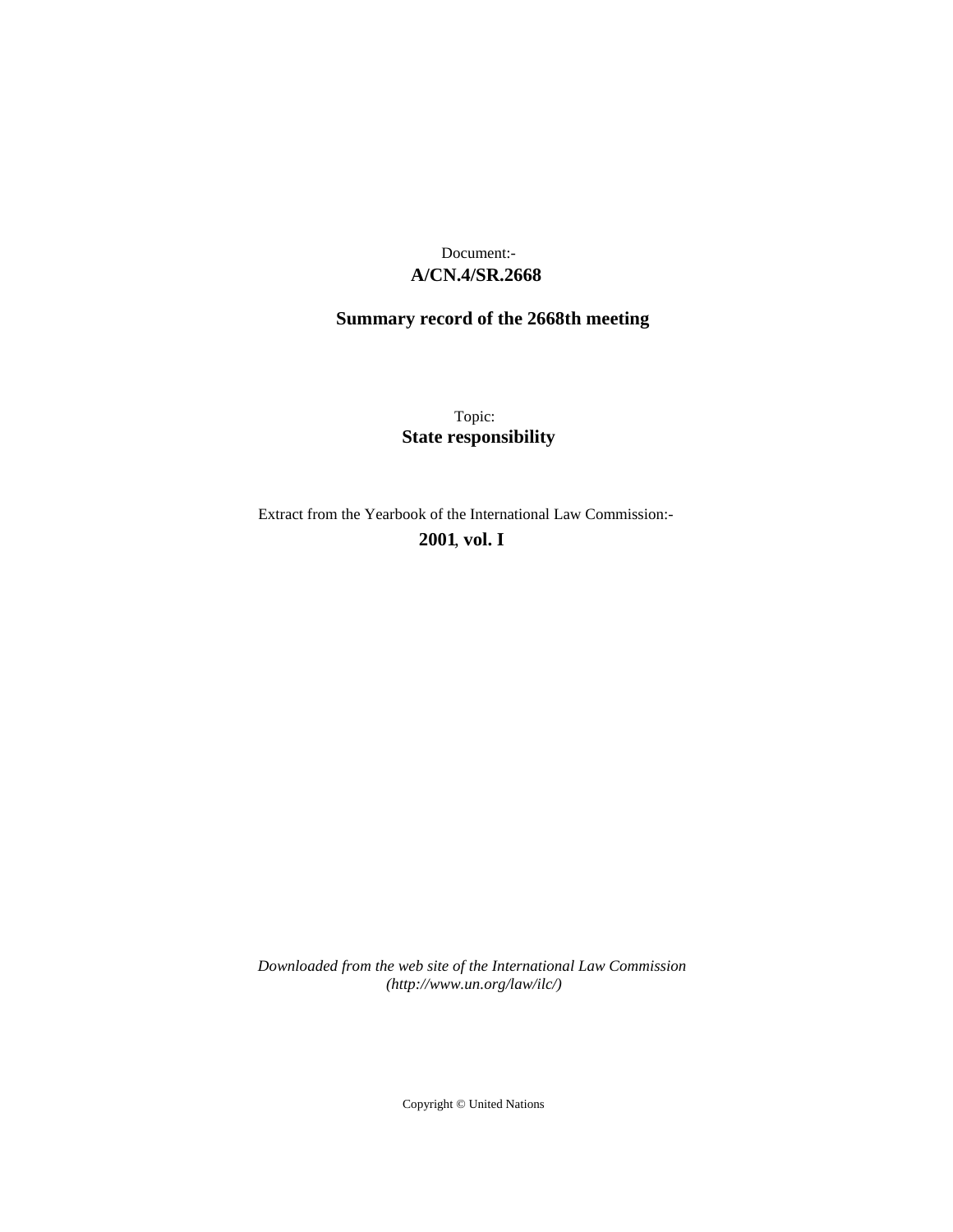Document:-

**A/CN.4/SR.2668**

**Summary record of the 2668th meeting**

Topic:

**State responsibility**

Extract from the Yearbook of the International Law Commission:-

**2001, vol. I**

*Downloaded from the web site of the International Law Commission (http://www.un.org/law/ilc/)*

Copyright © United Nations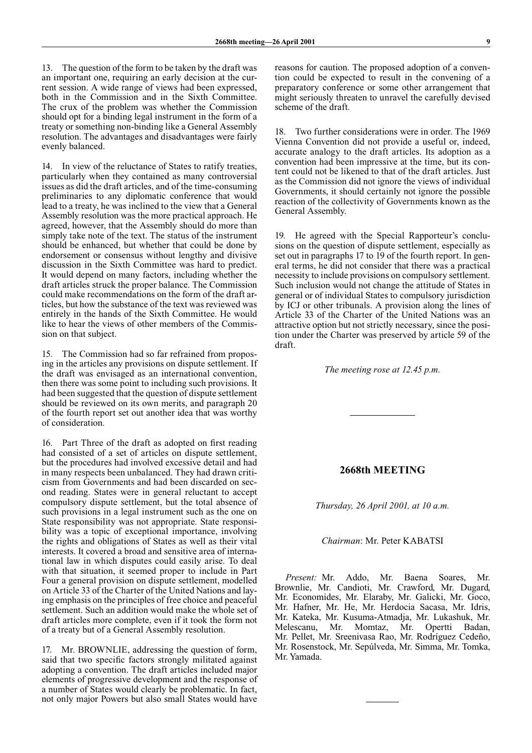13. The question of the form to be taken by the draft was an important one, requiring an early decision at the current session. A wide range of views had been expressed, both in the Commission and in the Sixth Committee. The crux of the problem was whether the Commission should opt for a binding legal instrument in the form of a treaty or something non-binding like a General Assembly resolution. The advantages and disadvantages were fairly evenly balanced.

14. In view of the reluctance of States to ratify treaties, particularly when they contained as many controversial issues as did the draft articles, and of the time-consuming preliminaries to any diplomatic conference that would lead to a treaty, he was inclined to the view that a General Assembly resolution was the more practical approach. He agreed, however, that the Assembly should do more than simply take note of the text. The status of the instrument should be enhanced, but whether that could be done by endorsement or consensus without lengthy and divisive discussion in the Sixth Committee was hard to predict. It would depend on many factors, including whether the draft articles struck the proper balance. The Commission could make recommendations on the form of the draft articles, but how the substance of the text was reviewed was entirely in the hands of the Sixth Committee. He would like to hear the views of other members of the Commission on that subject.

15. The Commission had so far refrained from proposing in the articles any provisions on dispute settlement. If the draft was envisaged as an international convention, then there was some point to including such provisions. It had been suggested that the question of dispute settlement should be reviewed on its own merits, and paragraph 20 of the fourth report set out another idea that was worthy of consideration.

16. Part Three of the draft as adopted on first reading had consisted of a set of articles on dispute settlement, but the procedures had involved excessive detail and had in many respects been unbalanced. They had drawn criticism from Governments and had been discarded on second reading. States were in general reluctant to accept compulsory dispute settlement, but the total absence of such provisions in a legal instrument such as the one on State responsibility was not appropriate. State responsibility was a topic of exceptional importance, involving the rights and obligations of States as well as their vital interests. It covered a broad and sensitive area of international law in which disputes could easily arise. To deal with that situation, it seemed proper to include in Part Four a general provision on dispute settlement, modelled on Article 33 of the Charter of the United Nations and laying emphasis on the principles of free choice and peaceful settlement. Such an addition would make the whole set of draft articles more complete, even if it took the form not of a treaty but of a General Assembly resolution.

17. Mr. BROWNLIE, addressing the question of form, said that two specific factors strongly militated against adopting a convention. The draft articles included major elements of progressive development and the response of a number of States would clearly be problematic. In fact, not only major Powers but also small States would have reasons for caution. The proposed adoption of a convention could be expected to result in the convening of a preparatory conference or some other arrangement that might seriously threaten to unravel the carefully devised scheme of the draft.

18. Two further considerations were in order. The 1969 Vienna Convention did not provide a useful or, indeed, accurate analogy to the draft articles. Its adoption as a convention had been impressive at the time, but its content could not be likened to that of the draft articles. Just as the Commission did not ignore the views of individual Governments, it should certainly not ignore the possible reaction of the collectivity of Governments known as the General Assembly.

19. He agreed with the Special Rapporteur's conclusions on the question of dispute settlement, especially as set out in paragraphs 17 to 19 of the fourth report. In general terms, he did not consider that there was a practical necessity to include provisions on compulsory settlement. Such inclusion would not change the attitude of States in general or of individual States to compulsory jurisdiction by ICJ or other tribunals. A provision along the lines of Article 33 of the Charter of the United Nations was an attractive option but not strictly necessary, since the position under the Charter was preserved by article 59 of the draft.

*The meeting rose at 12.45 p.m.*

---

## 2668th MEETING

*Thursday, 26 April 2001, at 10 a.m.*

*Chairman*: Mr. Peter KABATSI

*Present:* Mr. Addo, Mr. Baena Soares, Mr. Brownlie, Mr. Candioti, Mr. Crawford, Mr. Dugard, Mr. Economides, Mr. Elaraby, Mr. Galicki, Mr. Goco, Mr. Hafner, Mr. He, Mr. Herdocia Sacasa, Mr. Idris, Mr. Kateka, Mr. Kusuma-Atmadja, Mr. Lukashuk, Mr. Melescanu, Mr. Momtaz, Mr. Opertti Badan, Mr. Pellet, Mr. Sreenivasa Rao, Mr. Rodríguez Cedeño, Mr. Rosenstock, Mr. Sepúlveda, Mr. Simma, Mr. Tomka, Mr. Yamada.

---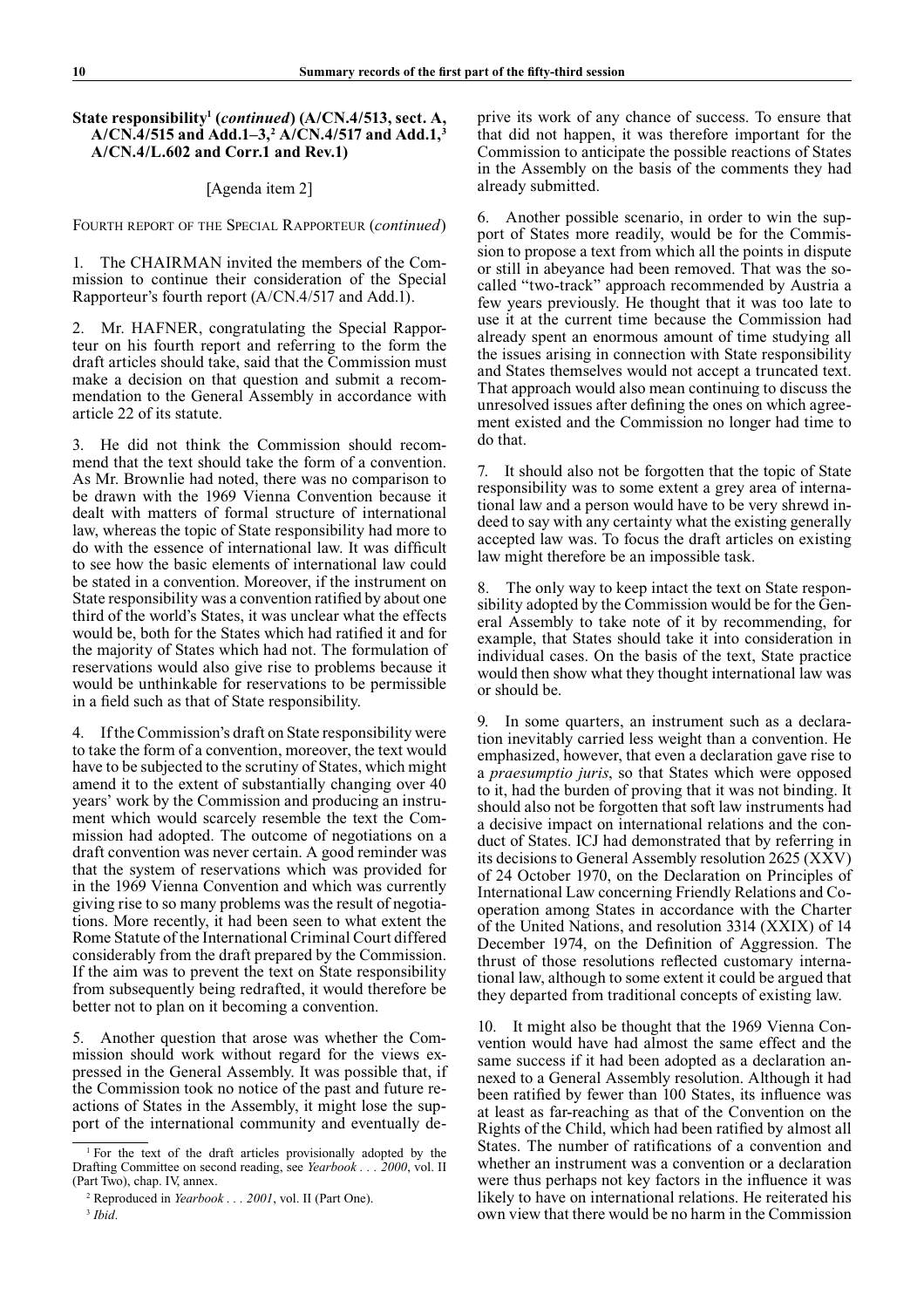## State responsibility[1] (*continued*) (A/CN.4/513, sect. A, A/CN.4/515 and Add.1–3,[2] A/CN.4/517 and Add.1,[3] A/CN.4/L.602 and Corr.1 and Rev.1)

[Agenda item 2]

FOURTH REPORT OF THE SPECIAL RAPPORTEUR (*continued*)

1. The CHAIRMAN invited the members of the Commission to continue their consideration of the Special Rapporteur's fourth report (A/CN.4/517 and Add.1).

2. Mr. HAFNER, congratulating the Special Rapporteur on his fourth report and referring to the form the draft articles should take, said that the Commission must make a decision on that question and submit a recommendation to the General Assembly in accordance with article 22 of its statute.

3. He did not think the Commission should recommend that the text should take the form of a convention. As Mr. Brownlie had noted, there was no comparison to be drawn with the 1969 Vienna Convention because it dealt with matters of formal structure of international law, whereas the topic of State responsibility had more to do with the essence of international law. It was difficult to see how the basic elements of international law could be stated in a convention. Moreover, if the instrument on State responsibility was a convention ratified by about one third of the world's States, it was unclear what the effects would be, both for the States which had ratified it and for the majority of States which had not. The formulation of reservations would also give rise to problems because it would be unthinkable for reservations to be permissible in a field such as that of State responsibility.

4. If the Commission's draft on State responsibility were to take the form of a convention, moreover, the text would have to be subjected to the scrutiny of States, which might amend it to the extent of substantially changing over 40 years' work by the Commission and producing an instrument which would scarcely resemble the text the Commission had adopted. The outcome of negotiations on a draft convention was never certain. A good reminder was that the system of reservations which was provided for in the 1969 Vienna Convention and which was currently giving rise to so many problems was the result of negotiations. More recently, it had been seen to what extent the Rome Statute of the International Criminal Court differed considerably from the draft prepared by the Commission. If the aim was to prevent the text on State responsibility from subsequently being redrafted, it would therefore be better not to plan on it becoming a convention.

5. Another question that arose was whether the Commission should work without regard for the views expressed in the General Assembly. It was possible that, if the Commission took no notice of the past and future reactions of States in the Assembly, it might lose the support of the international community and eventually deprive its work of any chance of success. To ensure that that did not happen, it was therefore important for the Commission to anticipate the possible reactions of States in the Assembly on the basis of the comments they had already submitted.

6. Another possible scenario, in order to win the support of States more readily, would be for the Commission to propose a text from which all the points in dispute or still in abeyance had been removed. That was the so-called "two-track" approach recommended by Austria a few years previously. He thought that it was too late to use it at the current time because the Commission had already spent an enormous amount of time studying all the issues arising in connection with State responsibility and States themselves would not accept a truncated text. That approach would also mean continuing to discuss the unresolved issues after defining the ones on which agreement existed and the Commission no longer had time to do that.

7. It should also not be forgotten that the topic of State responsibility was to some extent a grey area of international law and a person would have to be very shrewd indeed to say with any certainty what the existing generally accepted law was. To focus the draft articles on existing law might therefore be an impossible task.

8. The only way to keep intact the text on State responsibility adopted by the Commission would be for the General Assembly to take note of it by recommending, for example, that States should take it into consideration in individual cases. On the basis of the text, State practice would then show what they thought international law was or should be.

9. In some quarters, an instrument such as a declaration inevitably carried less weight than a convention. He emphasized, however, that even a declaration gave rise to a *praesumptio juris*, so that States which were opposed to it, had the burden of proving that it was not binding. It should also not be forgotten that soft law instruments had a decisive impact on international relations and the conduct of States. ICJ had demonstrated that by referring in its decisions to General Assembly resolution 2625 (XXV) of 24 October 1970, on the Declaration on Principles of International Law concerning Friendly Relations and Cooperation among States in accordance with the Charter of the United Nations, and resolution 3314 (XXIX) of 14 December 1974, on the Definition of Aggression. The thrust of those resolutions reflected customary international law, although to some extent it could be argued that they departed from traditional concepts of existing law.

10. It might also be thought that the 1969 Vienna Convention would have had almost the same effect and the same success if it had been adopted as a declaration annexed to a General Assembly resolution. Although it had been ratified by fewer than 100 States, its influence was at least as far-reaching as that of the Convention on the Rights of the Child, which had been ratified by almost all States. The number of ratifications of a convention and whether an instrument was a convention or a declaration were thus perhaps not key factors in the influence it was likely to have on international relations. He reiterated his own view that there would be no harm in the Commission

---

[1] For the text of the draft articles provisionally adopted by the Drafting Committee on second reading, see *Yearbook . . . 2000*, vol. II (Part Two), chap. IV, annex.

[2] Reproduced in *Yearbook . . . 2001*, vol. II (Part One).

[3] *Ibid*.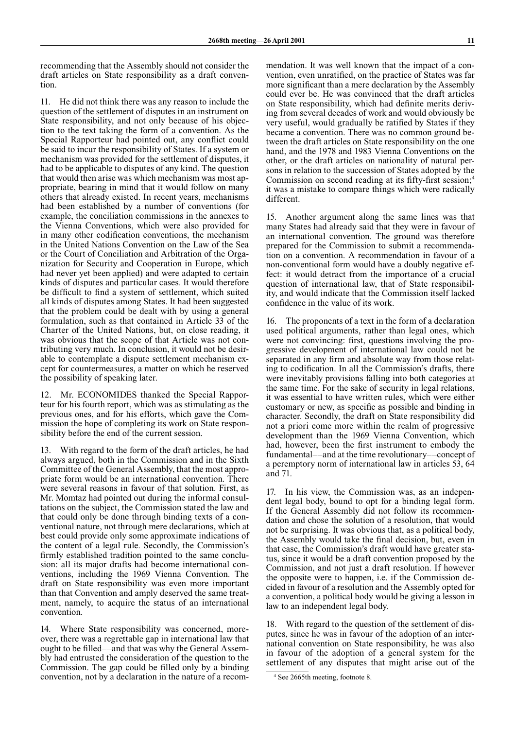recommending that the Assembly should not consider the draft articles on State responsibility as a draft convention.

11. He did not think there was any reason to include the question of the settlement of disputes in an instrument on State responsibility, and not only because of his objection to the text taking the form of a convention. As the Special Rapporteur had pointed out, any conflict could be said to incur the responsibility of States. If a system or mechanism was provided for the settlement of disputes, it had to be applicable to disputes of any kind. The question that would then arise was which mechanism was most appropriate, bearing in mind that it would follow on many others that already existed. In recent years, mechanisms had been established by a number of conventions (for example, the conciliation commissions in the annexes to the Vienna Conventions, which were also provided for in many other codification conventions, the mechanism in the United Nations Convention on the Law of the Sea or the Court of Conciliation and Arbitration of the Organization for Security and Cooperation in Europe, which had never yet been applied) and were adapted to certain kinds of disputes and particular cases. It would therefore be difficult to find a system of settlement, which suited all kinds of disputes among States. It had been suggested that the problem could be dealt with by using a general formulation, such as that contained in Article 33 of the Charter of the United Nations, but, on close reading, it was obvious that the scope of that Article was not contributing very much. In conclusion, it would not be desirable to contemplate a dispute settlement mechanism except for countermeasures, a matter on which he reserved the possibility of speaking later.

12. Mr. ECONOMIDES thanked the Special Rapporteur for his fourth report, which was as stimulating as the previous ones, and for his efforts, which gave the Commission the hope of completing its work on State responsibility before the end of the current session.

13. With regard to the form of the draft articles, he had always argued, both in the Commission and in the Sixth Committee of the General Assembly, that the most appropriate form would be an international convention. There were several reasons in favour of that solution. First, as Mr. Momtaz had pointed out during the informal consultations on the subject, the Commission stated the law and that could only be done through binding texts of a conventional nature, not through mere declarations, which at best could provide only some approximate indications of the content of a legal rule. Secondly, the Commission's firmly established tradition pointed to the same conclusion: all its major drafts had become international conventions, including the 1969 Vienna Convention. The draft on State responsibility was even more important than that Convention and amply deserved the same treatment, namely, to acquire the status of an international convention.

14. Where State responsibility was concerned, moreover, there was a regrettable gap in international law that ought to be filled––and that was why the General Assembly had entrusted the consideration of the question to the Commission. The gap could be filled only by a binding convention, not by a declaration in the nature of a recommendation. It was well known that the impact of a convention, even unratified, on the practice of States was far more significant than a mere declaration by the Assembly could ever be. He was convinced that the draft articles on State responsibility, which had definite merits deriving from several decades of work and would obviously be very useful, would gradually be ratified by States if they became a convention. There was no common ground between the draft articles on State responsibility on the one hand, and the 1978 and 1983 Vienna Conventions on the other, or the draft articles on nationality of natural persons in relation to the succession of States adopted by the Commission on second reading at its fifty-first session;[4] it was a mistake to compare things which were radically different.

15. Another argument along the same lines was that many States had already said that they were in favour of an international convention. The ground was therefore prepared for the Commission to submit a recommendation on a convention. A recommendation in favour of a non-conventional form would have a doubly negative effect: it would detract from the importance of a crucial question of international law, that of State responsibility, and would indicate that the Commission itself lacked confidence in the value of its work.

16. The proponents of a text in the form of a declaration used political arguments, rather than legal ones, which were not convincing: first, questions involving the progressive development of international law could not be separated in any firm and absolute way from those relating to codification. In all the Commission's drafts, there were inevitably provisions falling into both categories at the same time. For the sake of security in legal relations, it was essential to have written rules, which were either customary or new, as specific as possible and binding in character. Secondly, the draft on State responsibility did not a priori come more within the realm of progressive development than the 1969 Vienna Convention, which had, however, been the first instrument to embody the fundamental––and at the time revolutionary––concept of a peremptory norm of international law in articles 53, 64 and 71.

17. In his view, the Commission was, as an independent legal body, bound to opt for a binding legal form. If the General Assembly did not follow its recommendation and chose the solution of a resolution, that would not be surprising. It was obvious that, as a political body, the Assembly would take the final decision, but, even in that case, the Commission's draft would have greater status, since it would be a draft convention proposed by the Commission, and not just a draft resolution. If however the opposite were to happen, i.e. if the Commission decided in favour of a resolution and the Assembly opted for a convention, a political body would be giving a lesson in law to an independent legal body.

18. With regard to the question of the settlement of disputes, since he was in favour of the adoption of an international convention on State responsibility, he was also in favour of the adoption of a general system for the settlement of any disputes that might arise out of the

[4] See 2665th meeting, footnote 8.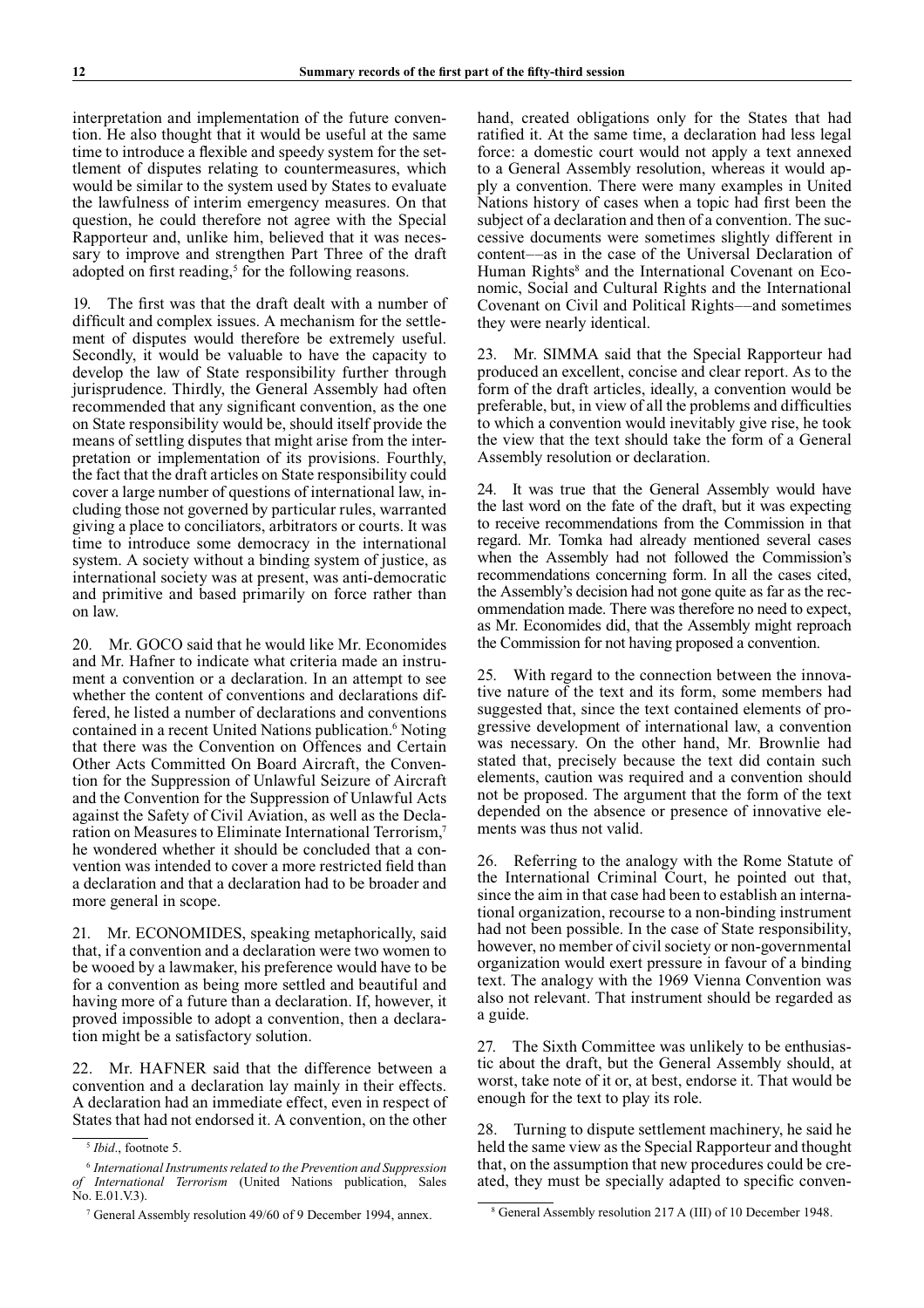interpretation and implementation of the future convention. He also thought that it would be useful at the same time to introduce a flexible and speedy system for the settlement of disputes relating to countermeasures, which would be similar to the system used by States to evaluate the lawfulness of interim emergency measures. On that question, he could therefore not agree with the Special Rapporteur and, unlike him, believed that it was necessary to improve and strengthen Part Three of the draft adopted on first reading,[5] for the following reasons.

19. The first was that the draft dealt with a number of difficult and complex issues. A mechanism for the settlement of disputes would therefore be extremely useful. Secondly, it would be valuable to have the capacity to develop the law of State responsibility further through jurisprudence. Thirdly, the General Assembly had often recommended that any significant convention, as the one on State responsibility would be, should itself provide the means of settling disputes that might arise from the interpretation or implementation of its provisions. Fourthly, the fact that the draft articles on State responsibility could cover a large number of questions of international law, including those not governed by particular rules, warranted giving a place to conciliators, arbitrators or courts. It was time to introduce some democracy in the international system. A society without a binding system of justice, as international society was at present, was anti-democratic and primitive and based primarily on force rather than on law.

20. Mr. GOCO said that he would like Mr. Economides and Mr. Hafner to indicate what criteria made an instrument a convention or a declaration. In an attempt to see whether the content of conventions and declarations differed, he listed a number of declarations and conventions contained in a recent United Nations publication.[6] Noting that there was the Convention on Offences and Certain Other Acts Committed On Board Aircraft, the Convention for the Suppression of Unlawful Seizure of Aircraft and the Convention for the Suppression of Unlawful Acts against the Safety of Civil Aviation, as well as the Declaration on Measures to Eliminate International Terrorism,[7] he wondered whether it should be concluded that a convention was intended to cover a more restricted field than a declaration and that a declaration had to be broader and more general in scope.

21. Mr. ECONOMIDES, speaking metaphorically, said that, if a convention and a declaration were two women to be wooed by a lawmaker, his preference would have to be for a convention as being more settled and beautiful and having more of a future than a declaration. If, however, it proved impossible to adopt a convention, then a declaration might be a satisfactory solution.

22. Mr. HAFNER said that the difference between a convention and a declaration lay mainly in their effects. A declaration had an immediate effect, even in respect of States that had not endorsed it. A convention, on the other hand, created obligations only for the States that had ratified it. At the same time, a declaration had less legal force: a domestic court would not apply a text annexed to a General Assembly resolution, whereas it would apply a convention. There were many examples in United Nations history of cases when a topic had first been the subject of a declaration and then of a convention. The successive documents were sometimes slightly different in content—as in the case of the Universal Declaration of Human Rights[8] and the International Covenant on Economic, Social and Cultural Rights and the International Covenant on Civil and Political Rights—and sometimes they were nearly identical.

23. Mr. SIMMA said that the Special Rapporteur had produced an excellent, concise and clear report. As to the form of the draft articles, ideally, a convention would be preferable, but, in view of all the problems and difficulties to which a convention would inevitably give rise, he took the view that the text should take the form of a General Assembly resolution or declaration.

24. It was true that the General Assembly would have the last word on the fate of the draft, but it was expecting to receive recommendations from the Commission in that regard. Mr. Tomka had already mentioned several cases when the Assembly had not followed the Commission's recommendations concerning form. In all the cases cited, the Assembly's decision had not gone quite as far as the recommendation made. There was therefore no need to expect, as Mr. Economides did, that the Assembly might reproach the Commission for not having proposed a convention.

25. With regard to the connection between the innovative nature of the text and its form, some members had suggested that, since the text contained elements of progressive development of international law, a convention was necessary. On the other hand, Mr. Brownlie had stated that, precisely because the text did contain such elements, caution was required and a convention should not be proposed. The argument that the form of the text depended on the absence or presence of innovative elements was thus not valid.

26. Referring to the analogy with the Rome Statute of the International Criminal Court, he pointed out that, since the aim in that case had been to establish an international organization, recourse to a non-binding instrument had not been possible. In the case of State responsibility, however, no member of civil society or non-governmental organization would exert pressure in favour of a binding text. The analogy with the 1969 Vienna Convention was also not relevant. That instrument should be regarded as a guide.

27. The Sixth Committee was unlikely to be enthusiastic about the draft, but the General Assembly should, at worst, take note of it or, at best, endorse it. That would be enough for the text to play its role.

28. Turning to dispute settlement machinery, he said he held the same view as the Special Rapporteur and thought that, on the assumption that new procedures could be created, they must be specially adapted to specific conven-

---

[5] *Ibid*., footnote 5.

[6] *International Instruments related to the Prevention and Suppression of International Terrorism* (United Nations publication, Sales No. E.01.V.3).

[7] General Assembly resolution 49/60 of 9 December 1994, annex.

[8] General Assembly resolution 217 A (III) of 10 December 1948.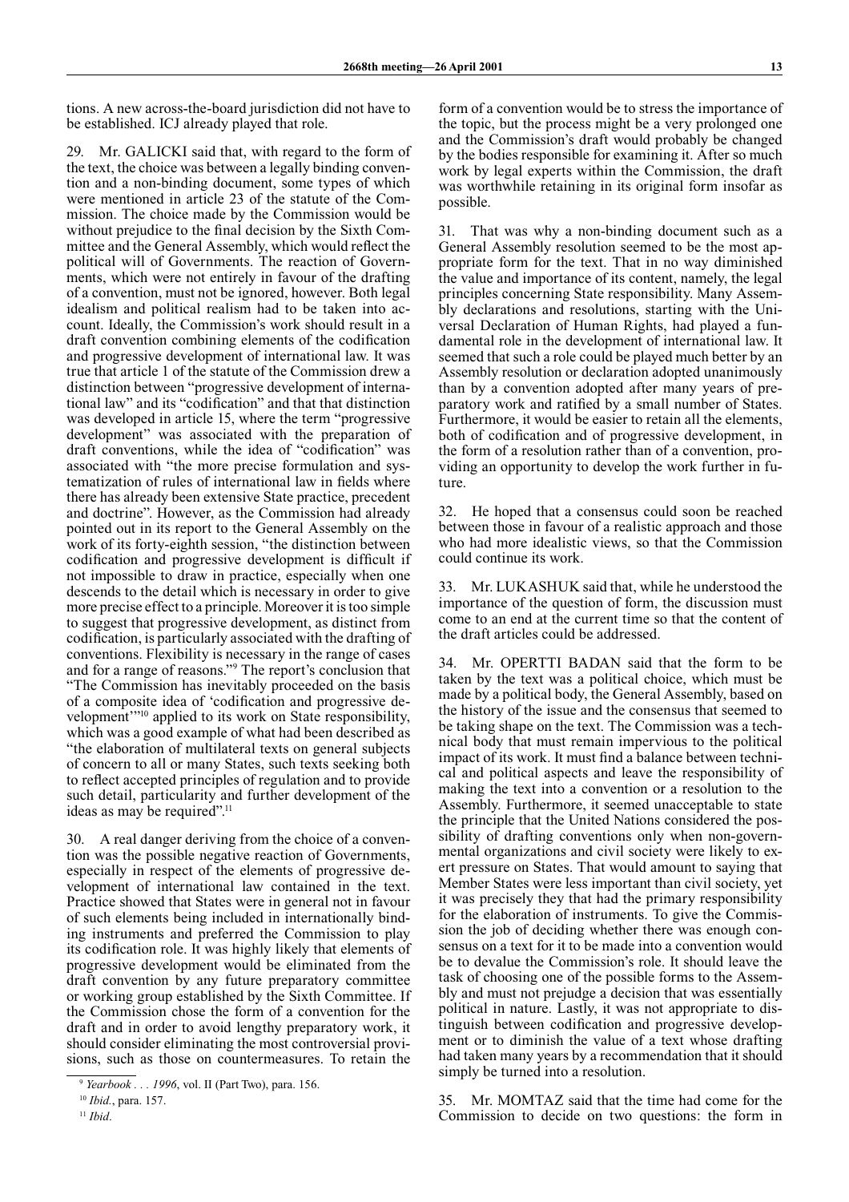tions. A new across-the-board jurisdiction did not have to be established. ICJ already played that role.

29. Mr. GALICKI said that, with regard to the form of the text, the choice was between a legally binding convention and a non-binding document, some types of which were mentioned in article 23 of the statute of the Commission. The choice made by the Commission would be without prejudice to the final decision by the Sixth Committee and the General Assembly, which would reflect the political will of Governments. The reaction of Governments, which were not entirely in favour of the drafting of a convention, must not be ignored, however. Both legal idealism and political realism had to be taken into account. Ideally, the Commission's work should result in a draft convention combining elements of the codification and progressive development of international law. It was true that article 1 of the statute of the Commission drew a distinction between "progressive development of international law" and its "codification" and that that distinction was developed in article 15, where the term "progressive development" was associated with the preparation of draft conventions, while the idea of "codification" was associated with "the more precise formulation and systematization of rules of international law in fields where there has already been extensive State practice, precedent and doctrine". However, as the Commission had already pointed out in its report to the General Assembly on the work of its forty-eighth session, "the distinction between codification and progressive development is difficult if not impossible to draw in practice, especially when one descends to the detail which is necessary in order to give more precise effect to a principle. Moreover it is too simple to suggest that progressive development, as distinct from codification, is particularly associated with the drafting of conventions. Flexibility is necessary in the range of cases and for a range of reasons."[9] The report's conclusion that "The Commission has inevitably proceeded on the basis of a composite idea of 'codification and progressive development'"[10] applied to its work on State responsibility, which was a good example of what had been described as "the elaboration of multilateral texts on general subjects of concern to all or many States, such texts seeking both to reflect accepted principles of regulation and to provide such detail, particularity and further development of the ideas as may be required".[11]

30. A real danger deriving from the choice of a convention was the possible negative reaction of Governments, especially in respect of the elements of progressive development of international law contained in the text. Practice showed that States were in general not in favour of such elements being included in internationally binding instruments and preferred the Commission to play its codification role. It was highly likely that elements of progressive development would be eliminated from the draft convention by any future preparatory committee or working group established by the Sixth Committee. If the Commission chose the form of a convention for the draft and in order to avoid lengthy preparatory work, it should consider eliminating the most controversial provisions, such as those on countermeasures. To retain the form of a convention would be to stress the importance of the topic, but the process might be a very prolonged one and the Commission's draft would probably be changed by the bodies responsible for examining it. After so much work by legal experts within the Commission, the draft was worthwhile retaining in its original form insofar as possible.

31. That was why a non-binding document such as a General Assembly resolution seemed to be the most appropriate form for the text. That in no way diminished the value and importance of its content, namely, the legal principles concerning State responsibility. Many Assembly declarations and resolutions, starting with the Universal Declaration of Human Rights, had played a fundamental role in the development of international law. It seemed that such a role could be played much better by an Assembly resolution or declaration adopted unanimously than by a convention adopted after many years of preparatory work and ratified by a small number of States. Furthermore, it would be easier to retain all the elements, both of codification and of progressive development, in the form of a resolution rather than of a convention, providing an opportunity to develop the work further in future.

32. He hoped that a consensus could soon be reached between those in favour of a realistic approach and those who had more idealistic views, so that the Commission could continue its work.

33. Mr. LUKASHUK said that, while he understood the importance of the question of form, the discussion must come to an end at the current time so that the content of the draft articles could be addressed.

34. Mr. OPERTTI BADAN said that the form to be taken by the text was a political choice, which must be made by a political body, the General Assembly, based on the history of the issue and the consensus that seemed to be taking shape on the text. The Commission was a technical body that must remain impervious to the political impact of its work. It must find a balance between technical and political aspects and leave the responsibility of making the text into a convention or a resolution to the Assembly. Furthermore, it seemed unacceptable to state the principle that the United Nations considered the possibility of drafting conventions only when non-governmental organizations and civil society were likely to exert pressure on States. That would amount to saying that Member States were less important than civil society, yet it was precisely they that had the primary responsibility for the elaboration of instruments. To give the Commission the job of deciding whether there was enough consensus on a text for it to be made into a convention would be to devalue the Commission's role. It should leave the task of choosing one of the possible forms to the Assembly and must not prejudge a decision that was essentially political in nature. Lastly, it was not appropriate to distinguish between codification and progressive development or to diminish the value of a text whose drafting had taken many years by a recommendation that it should simply be turned into a resolution.

35. Mr. MOMTAZ said that the time had come for the Commission to decide on two questions: the form in

---

[9] *Yearbook . . . 1996*, vol. II (Part Two), para. 156.

[10] *Ibid.*, para. 157.

[11] *Ibid*.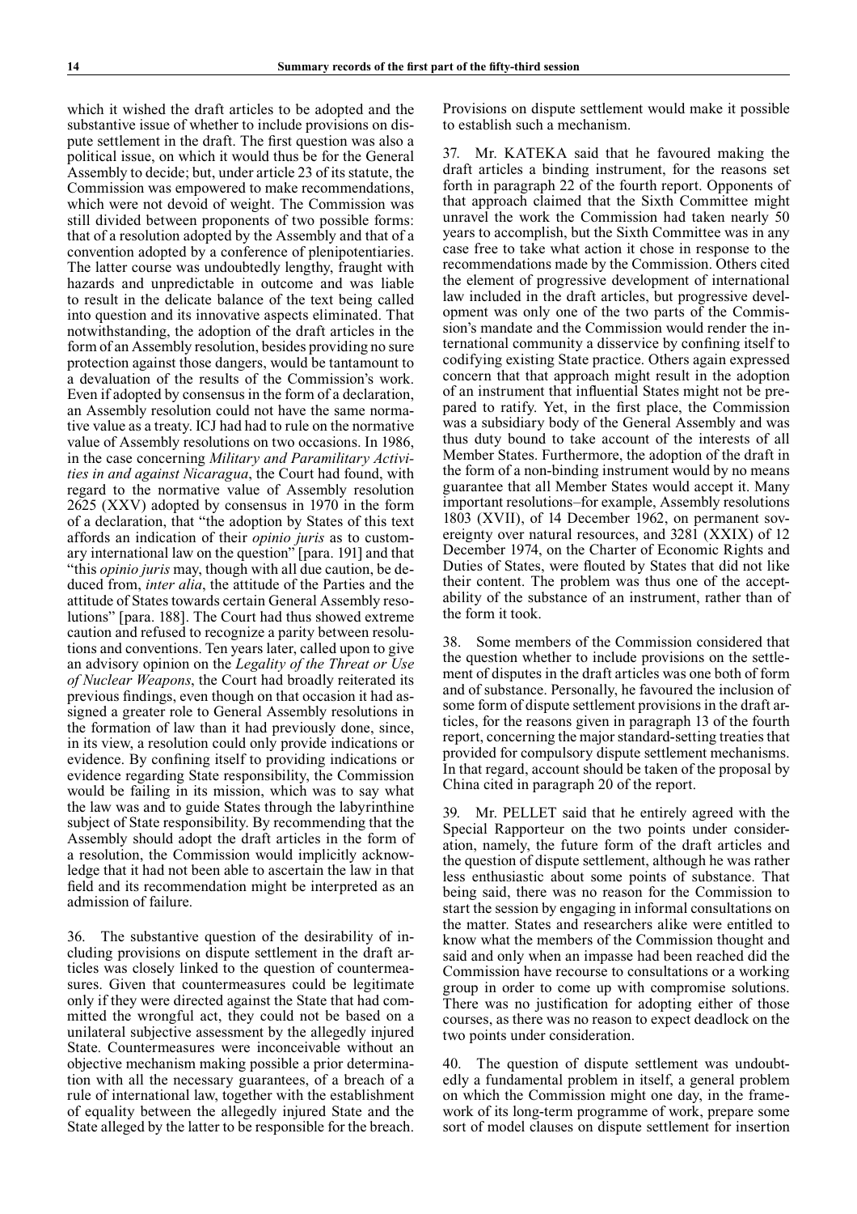which it wished the draft articles to be adopted and the substantive issue of whether to include provisions on dispute settlement in the draft. The first question was also a political issue, on which it would thus be for the General Assembly to decide; but, under article 23 of its statute, the Commission was empowered to make recommendations, which were not devoid of weight. The Commission was still divided between proponents of two possible forms: that of a resolution adopted by the Assembly and that of a convention adopted by a conference of plenipotentiaries. The latter course was undoubtedly lengthy, fraught with hazards and unpredictable in outcome and was liable to result in the delicate balance of the text being called into question and its innovative aspects eliminated. That notwithstanding, the adoption of the draft articles in the form of an Assembly resolution, besides providing no sure protection against those dangers, would be tantamount to a devaluation of the results of the Commission's work. Even if adopted by consensus in the form of a declaration, an Assembly resolution could not have the same normative value as a treaty. ICJ had had to rule on the normative value of Assembly resolutions on two occasions. In 1986, in the case concerning *Military and Paramilitary Activities in and against Nicaragua*, the Court had found, with regard to the normative value of Assembly resolution 2625 (XXV) adopted by consensus in 1970 in the form of a declaration, that "the adoption by States of this text affords an indication of their *opinio juris* as to customary international law on the question" [para. 191] and that "this *opinio juris* may, though with all due caution, be deduced from, *inter alia*, the attitude of the Parties and the attitude of States towards certain General Assembly resolutions" [para. 188]. The Court had thus showed extreme caution and refused to recognize a parity between resolutions and conventions. Ten years later, called upon to give an advisory opinion on the *Legality of the Threat or Use of Nuclear Weapons*, the Court had broadly reiterated its previous findings, even though on that occasion it had assigned a greater role to General Assembly resolutions in the formation of law than it had previously done, since, in its view, a resolution could only provide indications or evidence. By confining itself to providing indications or evidence regarding State responsibility, the Commission would be failing in its mission, which was to say what the law was and to guide States through the labyrinthine subject of State responsibility. By recommending that the Assembly should adopt the draft articles in the form of a resolution, the Commission would implicitly acknowledge that it had not been able to ascertain the law in that field and its recommendation might be interpreted as an admission of failure.

36. The substantive question of the desirability of including provisions on dispute settlement in the draft articles was closely linked to the question of countermeasures. Given that countermeasures could be legitimate only if they were directed against the State that had committed the wrongful act, they could not be based on a unilateral subjective assessment by the allegedly injured State. Countermeasures were inconceivable without an objective mechanism making possible a prior determination with all the necessary guarantees, of a breach of a rule of international law, together with the establishment of equality between the allegedly injured State and the State alleged by the latter to be responsible for the breach. Provisions on dispute settlement would make it possible to establish such a mechanism.

37. Mr. KATEKA said that he favoured making the draft articles a binding instrument, for the reasons set forth in paragraph 22 of the fourth report. Opponents of that approach claimed that the Sixth Committee might unravel the work the Commission had taken nearly 50 years to accomplish, but the Sixth Committee was in any case free to take what action it chose in response to the recommendations made by the Commission. Others cited the element of progressive development of international law included in the draft articles, but progressive development was only one of the two parts of the Commission's mandate and the Commission would render the international community a disservice by confining itself to codifying existing State practice. Others again expressed concern that that approach might result in the adoption of an instrument that influential States might not be prepared to ratify. Yet, in the first place, the Commission was a subsidiary body of the General Assembly and was thus duty bound to take account of the interests of all Member States. Furthermore, the adoption of the draft in the form of a non-binding instrument would by no means guarantee that all Member States would accept it. Many important resolutions–for example, Assembly resolutions 1803 (XVII), of 14 December 1962, on permanent sovereignty over natural resources, and 3281 (XXIX) of 12 December 1974, on the Charter of Economic Rights and Duties of States, were flouted by States that did not like their content. The problem was thus one of the acceptability of the substance of an instrument, rather than of the form it took.

38. Some members of the Commission considered that the question whether to include provisions on the settlement of disputes in the draft articles was one both of form and of substance. Personally, he favoured the inclusion of some form of dispute settlement provisions in the draft articles, for the reasons given in paragraph 13 of the fourth report, concerning the major standard-setting treaties that provided for compulsory dispute settlement mechanisms. In that regard, account should be taken of the proposal by China cited in paragraph 20 of the report.

39. Mr. PELLET said that he entirely agreed with the Special Rapporteur on the two points under consideration, namely, the future form of the draft articles and the question of dispute settlement, although he was rather less enthusiastic about some points of substance. That being said, there was no reason for the Commission to start the session by engaging in informal consultations on the matter. States and researchers alike were entitled to know what the members of the Commission thought and said and only when an impasse had been reached did the Commission have recourse to consultations or a working group in order to come up with compromise solutions. There was no justification for adopting either of those courses, as there was no reason to expect deadlock on the two points under consideration.

40. The question of dispute settlement was undoubtedly a fundamental problem in itself, a general problem on which the Commission might one day, in the framework of its long-term programme of work, prepare some sort of model clauses on dispute settlement for insertion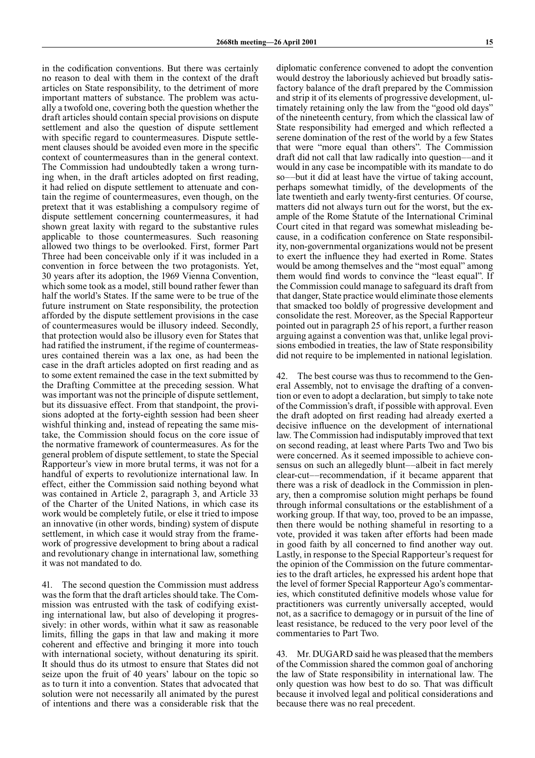in the codification conventions. But there was certainly no reason to deal with them in the context of the draft articles on State responsibility, to the detriment of more important matters of substance. The problem was actually a twofold one, covering both the question whether the draft articles should contain special provisions on dispute settlement and also the question of dispute settlement with specific regard to countermeasures. Dispute settlement clauses should be avoided even more in the specific context of countermeasures than in the general context. The Commission had undoubtedly taken a wrong turning when, in the draft articles adopted on first reading, it had relied on dispute settlement to attenuate and contain the regime of countermeasures, even though, on the pretext that it was establishing a compulsory regime of dispute settlement concerning countermeasures, it had shown great laxity with regard to the substantive rules applicable to those countermeasures. Such reasoning allowed two things to be overlooked. First, former Part Three had been conceivable only if it was included in a convention in force between the two protagonists. Yet, 30 years after its adoption, the 1969 Vienna Convention, which some took as a model, still bound rather fewer than half the world's States. If the same were to be true of the future instrument on State responsibility, the protection afforded by the dispute settlement provisions in the case of countermeasures would be illusory indeed. Secondly, that protection would also be illusory even for States that had ratified the instrument, if the regime of countermeasures contained therein was a lax one, as had been the case in the draft articles adopted on first reading and as to some extent remained the case in the text submitted by the Drafting Committee at the preceding session. What was important was not the principle of dispute settlement, but its dissuasive effect. From that standpoint, the provisions adopted at the forty-eighth session had been sheer wishful thinking and, instead of repeating the same mistake, the Commission should focus on the core issue of the normative framework of countermeasures. As for the general problem of dispute settlement, to state the Special Rapporteur's view in more brutal terms, it was not for a handful of experts to revolutionize international law. In effect, either the Commission said nothing beyond what was contained in Article 2, paragraph 3, and Article 33 of the Charter of the United Nations, in which case its work would be completely futile, or else it tried to impose an innovative (in other words, binding) system of dispute settlement, in which case it would stray from the framework of progressive development to bring about a radical and revolutionary change in international law, something it was not mandated to do.

41. The second question the Commission must address was the form that the draft articles should take. The Commission was entrusted with the task of codifying existing international law, but also of developing it progressively: in other words, within what it saw as reasonable limits, filling the gaps in that law and making it more coherent and effective and bringing it more into touch with international society, without denaturing its spirit. It should thus do its utmost to ensure that States did not seize upon the fruit of 40 years' labour on the topic so as to turn it into a convention. States that advocated that solution were not necessarily all animated by the purest of intentions and there was a considerable risk that the diplomatic conference convened to adopt the convention would destroy the laboriously achieved but broadly satisfactory balance of the draft prepared by the Commission and strip it of its elements of progressive development, ultimately retaining only the law from the "good old days" of the nineteenth century, from which the classical law of State responsibility had emerged and which reflected a serene domination of the rest of the world by a few States that were "more equal than others". The Commission draft did not call that law radically into question—and it would in any case be incompatible with its mandate to do so—but it did at least have the virtue of taking account, perhaps somewhat timidly, of the developments of the late twentieth and early twenty-first centuries. Of course, matters did not always turn out for the worst, but the example of the Rome Statute of the International Criminal Court cited in that regard was somewhat misleading because, in a codification conference on State responsibility, non-governmental organizations would not be present to exert the influence they had exerted in Rome. States would be among themselves and the "most equal" among them would find words to convince the "least equal". If the Commission could manage to safeguard its draft from that danger, State practice would eliminate those elements that smacked too boldly of progressive development and consolidate the rest. Moreover, as the Special Rapporteur pointed out in paragraph 25 of his report, a further reason arguing against a convention was that, unlike legal provisions embodied in treaties, the law of State responsibility did not require to be implemented in national legislation.

42. The best course was thus to recommend to the General Assembly, not to envisage the drafting of a convention or even to adopt a declaration, but simply to take note of the Commission's draft, if possible with approval. Even the draft adopted on first reading had already exerted a decisive influence on the development of international law. The Commission had indisputably improved that text on second reading, at least where Parts Two and Two bis were concerned. As it seemed impossible to achieve consensus on such an allegedly blunt—albeit in fact merely clear-cut—recommendation, if it became apparent that there was a risk of deadlock in the Commission in plenary, then a compromise solution might perhaps be found through informal consultations or the establishment of a working group. If that way, too, proved to be an impasse, then there would be nothing shameful in resorting to a vote, provided it was taken after efforts had been made in good faith by all concerned to find another way out. Lastly, in response to the Special Rapporteur's request for the opinion of the Commission on the future commentaries to the draft articles, he expressed his ardent hope that the level of former Special Rapporteur Ago's commentaries, which constituted definitive models whose value for practitioners was currently universally accepted, would not, as a sacrifice to demagogy or in pursuit of the line of least resistance, be reduced to the very poor level of the commentaries to Part Two.

43. Mr. DUGARD said he was pleased that the members of the Commission shared the common goal of anchoring the law of State responsibility in international law. The only question was how best to do so. That was difficult because it involved legal and political considerations and because there was no real precedent.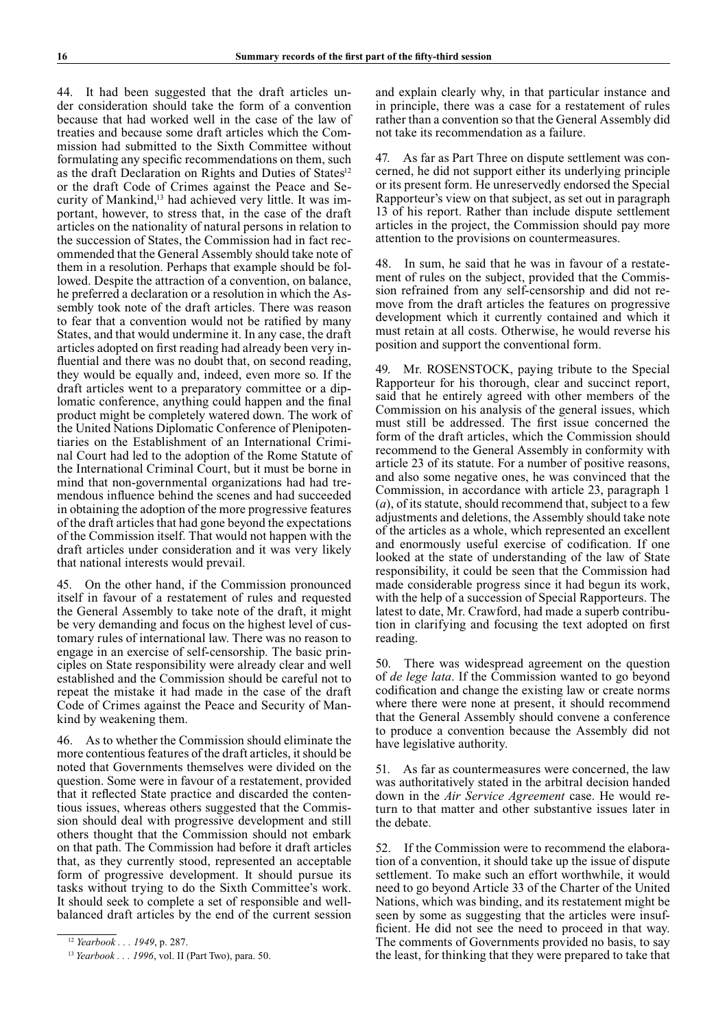44. It had been suggested that the draft articles under consideration should take the form of a convention because that had worked well in the case of the law of treaties and because some draft articles which the Commission had submitted to the Sixth Committee without formulating any specific recommendations on them, such as the draft Declaration on Rights and Duties of States[12] or the draft Code of Crimes against the Peace and Security of Mankind,[13] had achieved very little. It was important, however, to stress that, in the case of the draft articles on the nationality of natural persons in relation to the succession of States, the Commission had in fact recommended that the General Assembly should take note of them in a resolution. Perhaps that example should be followed. Despite the attraction of a convention, on balance, he preferred a declaration or a resolution in which the Assembly took note of the draft articles. There was reason to fear that a convention would not be ratified by many States, and that would undermine it. In any case, the draft articles adopted on first reading had already been very influential and there was no doubt that, on second reading, they would be equally and, indeed, even more so. If the draft articles went to a preparatory committee or a diplomatic conference, anything could happen and the final product might be completely watered down. The work of the United Nations Diplomatic Conference of Plenipotentiaries on the Establishment of an International Criminal Court had led to the adoption of the Rome Statute of the International Criminal Court, but it must be borne in mind that non-governmental organizations had had tremendous influence behind the scenes and had succeeded in obtaining the adoption of the more progressive features of the draft articles that had gone beyond the expectations of the Commission itself. That would not happen with the draft articles under consideration and it was very likely that national interests would prevail.

45. On the other hand, if the Commission pronounced itself in favour of a restatement of rules and requested the General Assembly to take note of the draft, it might be very demanding and focus on the highest level of customary rules of international law. There was no reason to engage in an exercise of self-censorship. The basic principles on State responsibility were already clear and well established and the Commission should be careful not to repeat the mistake it had made in the case of the draft Code of Crimes against the Peace and Security of Mankind by weakening them.

46. As to whether the Commission should eliminate the more contentious features of the draft articles, it should be noted that Governments themselves were divided on the question. Some were in favour of a restatement, provided that it reflected State practice and discarded the contentious issues, whereas others suggested that the Commission should deal with progressive development and still others thought that the Commission should not embark on that path. The Commission had before it draft articles that, as they currently stood, represented an acceptable form of progressive development. It should pursue its tasks without trying to do the Sixth Committee's work. It should seek to complete a set of responsible and well-balanced draft articles by the end of the current session and explain clearly why, in that particular instance and in principle, there was a case for a restatement of rules rather than a convention so that the General Assembly did not take its recommendation as a failure.

47. As far as Part Three on dispute settlement was concerned, he did not support either its underlying principle or its present form. He unreservedly endorsed the Special Rapporteur's view on that subject, as set out in paragraph 13 of his report. Rather than include dispute settlement articles in the project, the Commission should pay more attention to the provisions on countermeasures.

48. In sum, he said that he was in favour of a restatement of rules on the subject, provided that the Commission refrained from any self-censorship and did not remove from the draft articles the features on progressive development which it currently contained and which it must retain at all costs. Otherwise, he would reverse his position and support the conventional form.

49. Mr. ROSENSTOCK, paying tribute to the Special Rapporteur for his thorough, clear and succinct report, said that he entirely agreed with other members of the Commission on his analysis of the general issues, which must still be addressed. The first issue concerned the form of the draft articles, which the Commission should recommend to the General Assembly in conformity with article 23 of its statute. For a number of positive reasons, and also some negative ones, he was convinced that the Commission, in accordance with article 23, paragraph 1 (*a*), of its statute, should recommend that, subject to a few adjustments and deletions, the Assembly should take note of the articles as a whole, which represented an excellent and enormously useful exercise of codification. If one looked at the state of understanding of the law of State responsibility, it could be seen that the Commission had made considerable progress since it had begun its work, with the help of a succession of Special Rapporteurs. The latest to date, Mr. Crawford, had made a superb contribution in clarifying and focusing the text adopted on first reading.

50. There was widespread agreement on the question of *de lege lata*. If the Commission wanted to go beyond codification and change the existing law or create norms where there were none at present, it should recommend that the General Assembly should convene a conference to produce a convention because the Assembly did not have legislative authority.

51. As far as countermeasures were concerned, the law was authoritatively stated in the arbitral decision handed down in the *Air Service Agreement* case. He would return to that matter and other substantive issues later in the debate.

52. If the Commission were to recommend the elaboration of a convention, it should take up the issue of dispute settlement. To make such an effort worthwhile, it would need to go beyond Article 33 of the Charter of the United Nations, which was binding, and its restatement might be seen by some as suggesting that the articles were insufficient. He did not see the need to proceed in that way. The comments of Governments provided no basis, to say the least, for thinking that they were prepared to take that

[12] *Yearbook . . . 1949*, p. 287.

[13] *Yearbook . . . 1996*, vol. II (Part Two), para. 50.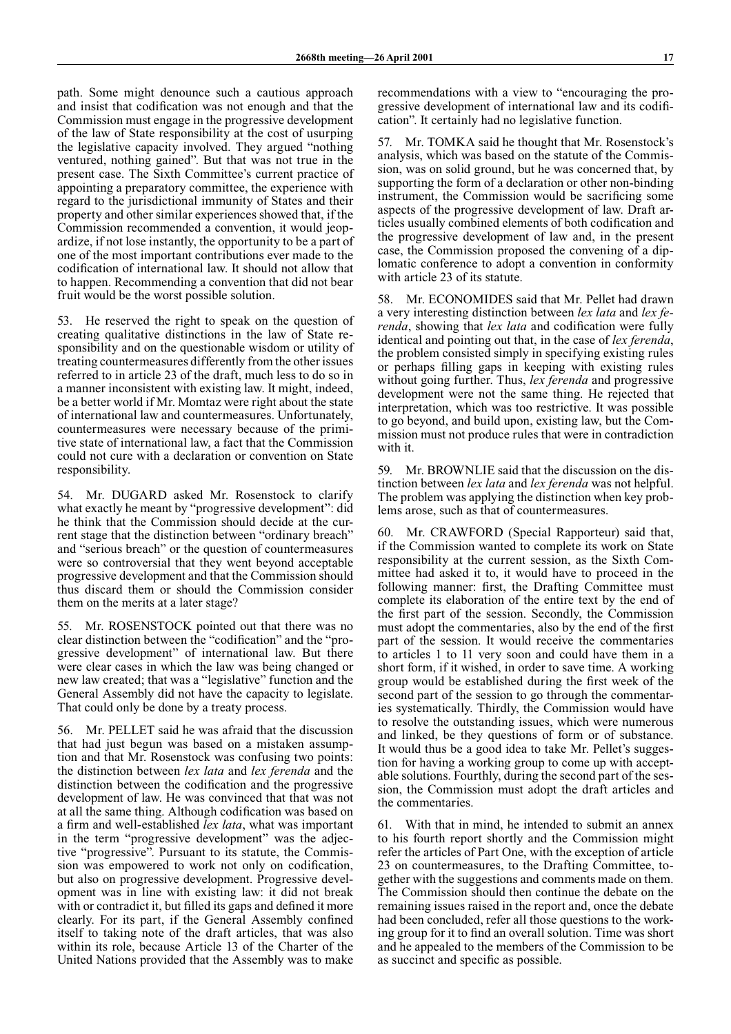path. Some might denounce such a cautious approach and insist that codification was not enough and that the Commission must engage in the progressive development of the law of State responsibility at the cost of usurping the legislative capacity involved. They argued "nothing ventured, nothing gained". But that was not true in the present case. The Sixth Committee's current practice of appointing a preparatory committee, the experience with regard to the jurisdictional immunity of States and their property and other similar experiences showed that, if the Commission recommended a convention, it would jeopardize, if not lose instantly, the opportunity to be a part of one of the most important contributions ever made to the codification of international law. It should not allow that to happen. Recommending a convention that did not bear fruit would be the worst possible solution.

53. He reserved the right to speak on the question of creating qualitative distinctions in the law of State responsibility and on the questionable wisdom or utility of treating countermeasures differently from the other issues referred to in article 23 of the draft, much less to do so in a manner inconsistent with existing law. It might, indeed, be a better world if Mr. Momtaz were right about the state of international law and countermeasures. Unfortunately, countermeasures were necessary because of the primitive state of international law, a fact that the Commission could not cure with a declaration or convention on State responsibility.

54. Mr. DUGARD asked Mr. Rosenstock to clarify what exactly he meant by "progressive development": did he think that the Commission should decide at the current stage that the distinction between "ordinary breach" and "serious breach" or the question of countermeasures were so controversial that they went beyond acceptable progressive development and that the Commission should thus discard them or should the Commission consider them on the merits at a later stage?

55. Mr. ROSENSTOCK pointed out that there was no clear distinction between the "codification" and the "progressive development" of international law. But there were clear cases in which the law was being changed or new law created; that was a "legislative" function and the General Assembly did not have the capacity to legislate. That could only be done by a treaty process.

56. Mr. PELLET said he was afraid that the discussion that had just begun was based on a mistaken assumption and that Mr. Rosenstock was confusing two points: the distinction between *lex lata* and *lex ferenda* and the distinction between the codification and the progressive development of law. He was convinced that that was not at all the same thing. Although codification was based on a firm and well-established *lex lata*, what was important in the term "progressive development" was the adjective "progressive". Pursuant to its statute, the Commission was empowered to work not only on codification, but also on progressive development. Progressive development was in line with existing law: it did not break with or contradict it, but filled its gaps and defined it more clearly. For its part, if the General Assembly confined itself to taking note of the draft articles, that was also within its role, because Article 13 of the Charter of the United Nations provided that the Assembly was to make recommendations with a view to "encouraging the progressive development of international law and its codification". It certainly had no legislative function.

57. Mr. TOMKA said he thought that Mr. Rosenstock's analysis, which was based on the statute of the Commission, was on solid ground, but he was concerned that, by supporting the form of a declaration or other non-binding instrument, the Commission would be sacrificing some aspects of the progressive development of law. Draft articles usually combined elements of both codification and the progressive development of law and, in the present case, the Commission proposed the convening of a diplomatic conference to adopt a convention in conformity with article 23 of its statute.

58. Mr. ECONOMIDES said that Mr. Pellet had drawn a very interesting distinction between *lex lata* and *lex ferenda*, showing that *lex lata* and codification were fully identical and pointing out that, in the case of *lex ferenda*, the problem consisted simply in specifying existing rules or perhaps filling gaps in keeping with existing rules without going further. Thus, *lex ferenda* and progressive development were not the same thing. He rejected that interpretation, which was too restrictive. It was possible to go beyond, and build upon, existing law, but the Commission must not produce rules that were in contradiction with it.

59. Mr. BROWNLIE said that the discussion on the distinction between *lex lata* and *lex ferenda* was not helpful. The problem was applying the distinction when key problems arose, such as that of countermeasures.

60. Mr. CRAWFORD (Special Rapporteur) said that, if the Commission wanted to complete its work on State responsibility at the current session, as the Sixth Committee had asked it to, it would have to proceed in the following manner: first, the Drafting Committee must complete its elaboration of the entire text by the end of the first part of the session. Secondly, the Commission must adopt the commentaries, also by the end of the first part of the session. It would receive the commentaries to articles 1 to 11 very soon and could have them in a short form, if it wished, in order to save time. A working group would be established during the first week of the second part of the session to go through the commentaries systematically. Thirdly, the Commission would have to resolve the outstanding issues, which were numerous and linked, be they questions of form or of substance. It would thus be a good idea to take Mr. Pellet's suggestion for having a working group to come up with acceptable solutions. Fourthly, during the second part of the session, the Commission must adopt the draft articles and the commentaries.

61. With that in mind, he intended to submit an annex to his fourth report shortly and the Commission might refer the articles of Part One, with the exception of article 23 on countermeasures, to the Drafting Committee, together with the suggestions and comments made on them. The Commission should then continue the debate on the remaining issues raised in the report and, once the debate had been concluded, refer all those questions to the working group for it to find an overall solution. Time was short and he appealed to the members of the Commission to be as succinct and specific as possible.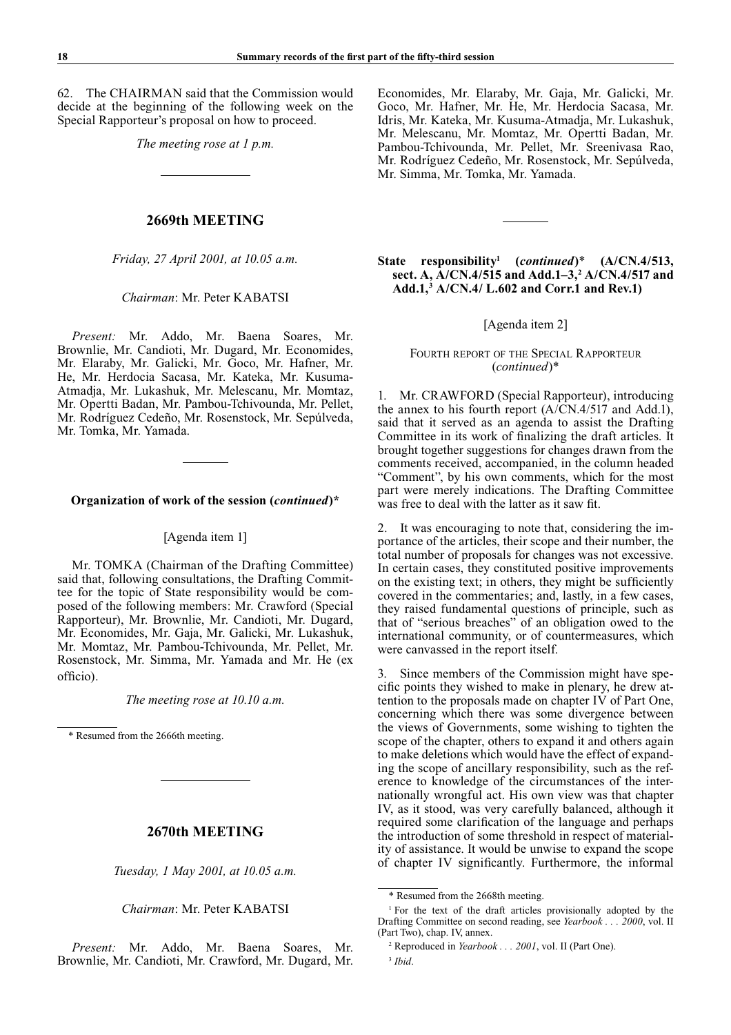62. The CHAIRMAN said that the Commission would decide at the beginning of the following week on the Special Rapporteur's proposal on how to proceed.

*The meeting rose at 1 p.m.*

---

## 2669th MEETING

*Friday, 27 April 2001, at 10.05 a.m.*

*Chairman*: Mr. Peter KABATSI

*Present:* Mr. Addo, Mr. Baena Soares, Mr. Brownlie, Mr. Candioti, Mr. Dugard, Mr. Economides, Mr. Elaraby, Mr. Galicki, Mr. Goco, Mr. Hafner, Mr. He, Mr. Herdocia Sacasa, Mr. Kateka, Mr. Kusuma-Atmadja, Mr. Lukashuk, Mr. Melescanu, Mr. Momtaz, Mr. Opertti Badan, Mr. Pambou-Tchivounda, Mr. Pellet, Mr. Rodríguez Cedeño, Mr. Rosenstock, Mr. Sepúlveda, Mr. Tomka, Mr. Yamada.

---

### Organization of work of the session (*continued*)*

[Agenda item 1]

Mr. TOMKA (Chairman of the Drafting Committee) said that, following consultations, the Drafting Committee for the topic of State responsibility would be composed of the following members: Mr. Crawford (Special Rapporteur), Mr. Brownlie, Mr. Candioti, Mr. Dugard, Mr. Economides, Mr. Gaja, Mr. Galicki, Mr. Lukashuk, Mr. Momtaz, Mr. Pambou-Tchivounda, Mr. Pellet, Mr. Rosenstock, Mr. Simma, Mr. Yamada and Mr. He (ex officio).

*The meeting rose at 10.10 a.m.*

\* Resumed from the 2666th meeting.

---

## 2670th MEETING

*Tuesday, 1 May 2001, at 10.05 a.m.*

*Chairman*: Mr. Peter KABATSI

*Present:* Mr. Addo, Mr. Baena Soares, Mr. Brownlie, Mr. Candioti, Mr. Crawford, Mr. Dugard, Mr. Economides, Mr. Elaraby, Mr. Gaja, Mr. Galicki, Mr. Goco, Mr. Hafner, Mr. He, Mr. Herdocia Sacasa, Mr. Idris, Mr. Kateka, Mr. Kusuma-Atmadja, Mr. Lukashuk, Mr. Melescanu, Mr. Momtaz, Mr. Opertti Badan, Mr. Pambou-Tchivounda, Mr. Pellet, Mr. Sreenivasa Rao, Mr. Rodríguez Cedeño, Mr. Rosenstock, Mr. Sepúlveda, Mr. Simma, Mr. Tomka, Mr. Yamada.

---

### State responsibility[1] (*continued*)* (A/CN.4/513, sect. A, A/CN.4/515 and Add.1–3,[2] A/CN.4/517 and Add.1,[3] A/CN.4/ L.602 and Corr.1 and Rev.1)

[Agenda item 2]

FOURTH REPORT OF THE SPECIAL RAPPORTEUR (*continued*)*

1. Mr. CRAWFORD (Special Rapporteur), introducing the annex to his fourth report (A/CN.4/517 and Add.1), said that it served as an agenda to assist the Drafting Committee in its work of finalizing the draft articles. It brought together suggestions for changes drawn from the comments received, accompanied, in the column headed "Comment", by his own comments, which for the most part were merely indications. The Drafting Committee was free to deal with the latter as it saw fit.

2. It was encouraging to note that, considering the importance of the articles, their scope and their number, the total number of proposals for changes was not excessive. In certain cases, they constituted positive improvements on the existing text; in others, they might be sufficiently covered in the commentaries; and, lastly, in a few cases, they raised fundamental questions of principle, such as that of "serious breaches" of an obligation owed to the international community, or of countermeasures, which were canvassed in the report itself.

3. Since members of the Commission might have specific points they wished to make in plenary, he drew attention to the proposals made on chapter IV of Part One, concerning which there was some divergence between the views of Governments, some wishing to tighten the scope of the chapter, others to expand it and others again to make deletions which would have the effect of expanding the scope of ancillary responsibility, such as the reference to knowledge of the circumstances of the internationally wrongful act. His own view was that chapter IV, as it stood, was very carefully balanced, although it required some clarification of the language and perhaps the introduction of some threshold in respect of materiality of assistance. It would be unwise to expand the scope of chapter IV significantly. Furthermore, the informal

\* Resumed from the 2668th meeting.

[1] For the text of the draft articles provisionally adopted by the Drafting Committee on second reading, see *Yearbook . . . 2000*, vol. II (Part Two), chap. IV, annex.

[2] Reproduced in *Yearbook . . . 2001*, vol. II (Part One).

[3] *Ibid*.